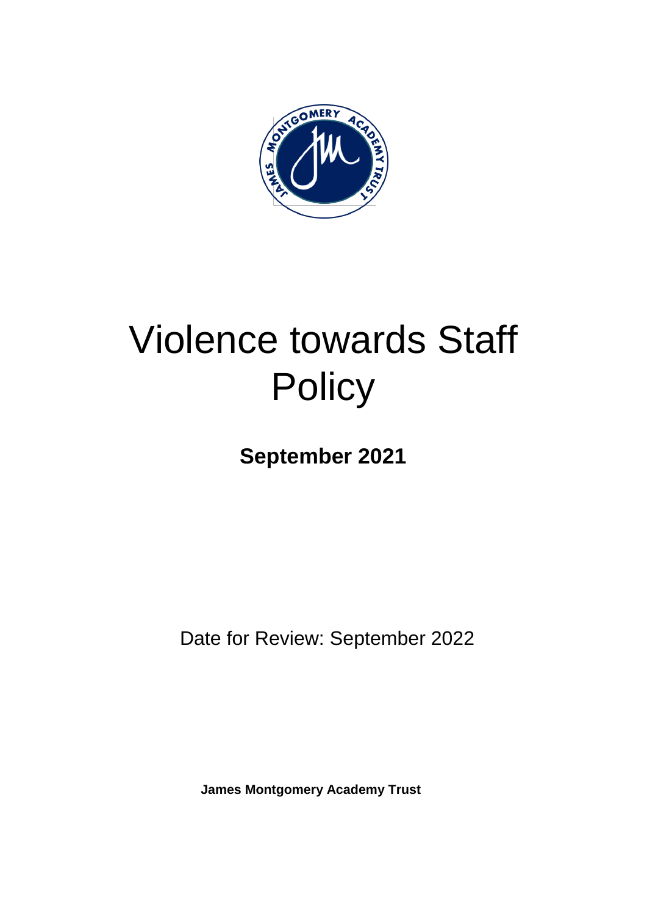# Violence towards Staff Policy

**September 2021**

Date for Review: September 2022

**James Montgomery Academy Trust**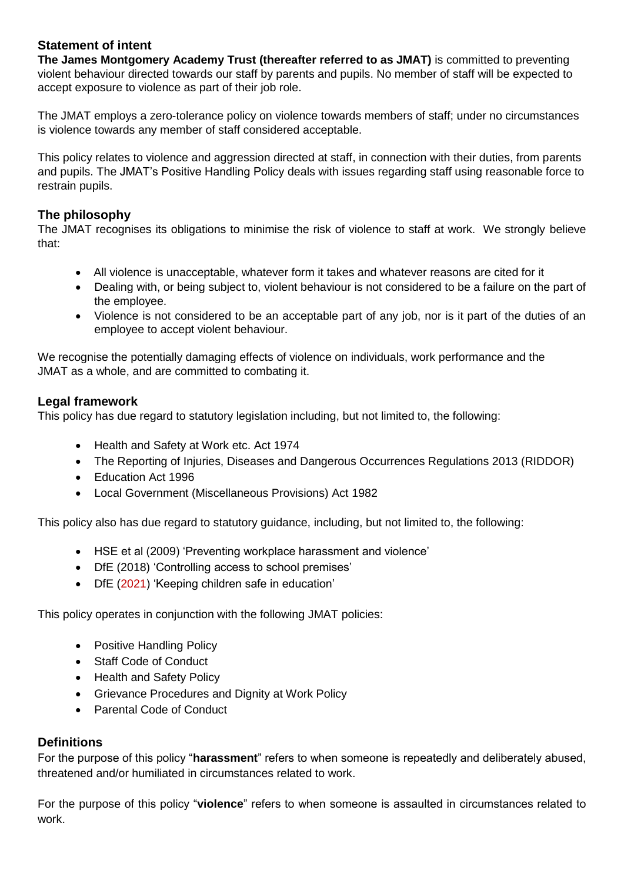## Statement of intent

**The James Montgomery Academy Trust (thereafter referred to as JMAT)** is committed to preventing violent behaviour directed towards our staff by parents and pupils. No member of staff will be expected to accept exposure to violence as part of their job role.

The JMAT employs a zero-tolerance policy on violence towards members of staff; under no circumstances is violence towards any member of staff considered acceptable.

This policy relates to violence and aggression directed at staff, in connection with their duties, from parents and pupils. The JMAT's Positive Handling Policy deals with issues regarding staff using reasonable force to restrain pupils.

## The philosophy

The JMAT recognises its obligations to minimise the risk of violence to staff at work. We strongly believe that:

- All violence is unacceptable, whatever form it takes and whatever reasons are cited for it
- Dealing with, or being subject to, violent behaviour is not considered to be a failure on the part of the employee.
- Violence is not considered to be an acceptable part of any job, nor is it part of the duties of an employee to accept violent behaviour.

We recognise the potentially damaging effects of violence on individuals, work performance and the JMAT as a whole, and are committed to combating it.

## Legal framework

This policy has due regard to statutory legislation including, but not limited to, the following:

- Health and Safety at Work etc. Act 1974
- The Reporting of Injuries, Diseases and Dangerous Occurrences Regulations 2013 (RIDDOR)
- Education Act 1996
- Local Government (Miscellaneous Provisions) Act 1982

This policy also has due regard to statutory guidance, including, but not limited to, the following:

- HSE et al (2009) 'Preventing workplace harassment and violence'
- DfE (2018) 'Controlling access to school premises'
- DfE (2021) 'Keeping children safe in education'

This policy operates in conjunction with the following JMAT policies:

- Positive Handling Policy
- Staff Code of Conduct
- Health and Safety Policy
- Grievance Procedures and Dignity at Work Policy
- Parental Code of Conduct

## Definitions

For the purpose of this policy "**harassment**" refers to when someone is repeatedly and deliberately abused, threatened and/or humiliated in circumstances related to work.

For the purpose of this policy "**violence**" refers to when someone is assaulted in circumstances related to work.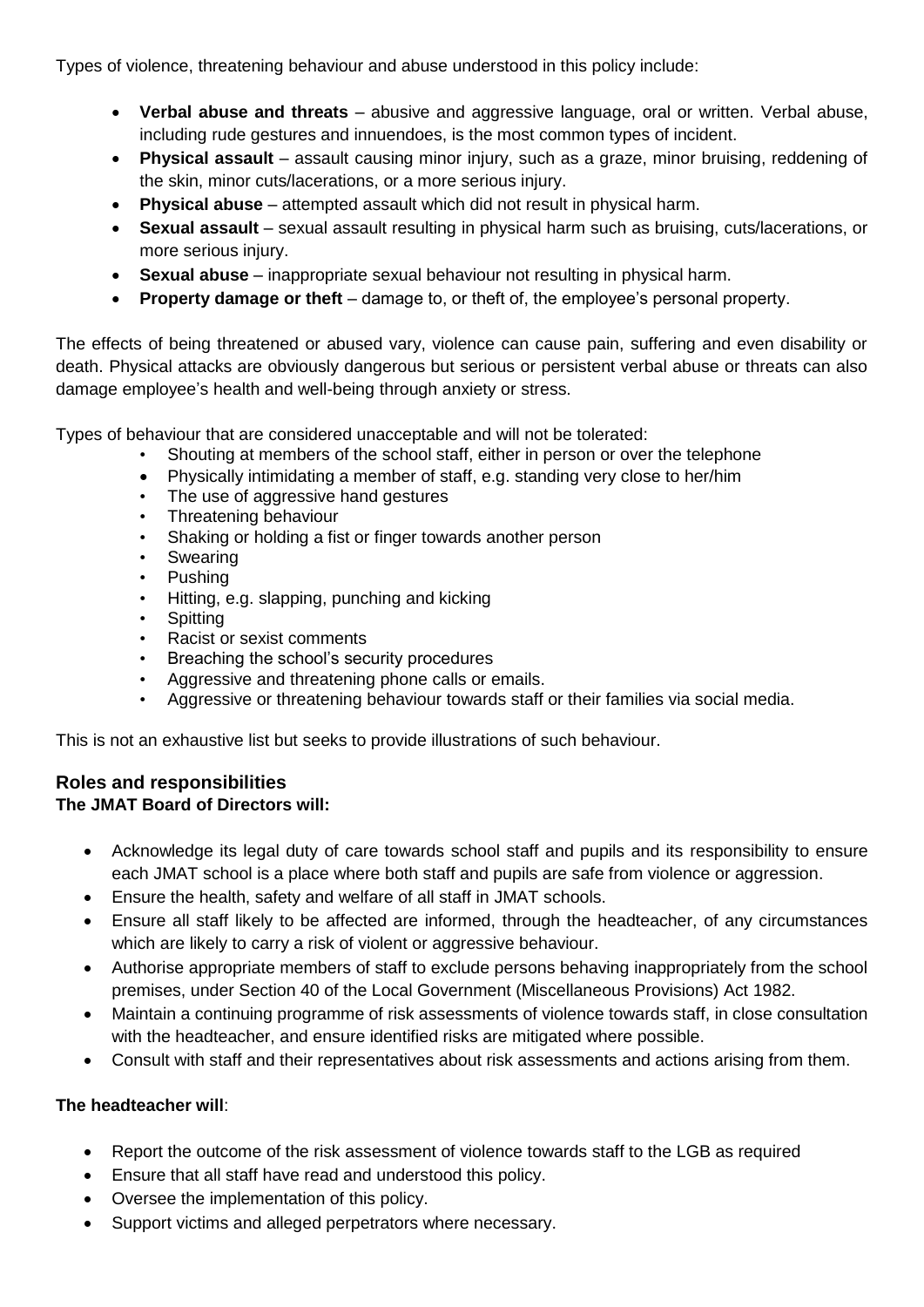Types of violence, threatening behaviour and abuse understood in this policy include:

- **Verbal abuse and threats** – abusive and aggressive language, oral or written. Verbal abuse, including rude gestures and innuendoes, is the most common types of incident.
- **Physical assault** – assault causing minor injury, such as a graze, minor bruising, reddening of the skin, minor cuts/lacerations, or a more serious injury.
- **Physical abuse** – attempted assault which did not result in physical harm.
- **Sexual assault** – sexual assault resulting in physical harm such as bruising, cuts/lacerations, or more serious injury.
- **Sexual abuse** – inappropriate sexual behaviour not resulting in physical harm.
- **Property damage or theft** – damage to, or theft of, the employee's personal property.

The effects of being threatened or abused vary, violence can cause pain, suffering and even disability or death. Physical attacks are obviously dangerous but serious or persistent verbal abuse or threats can also damage employee's health and well-being through anxiety or stress.

Types of behaviour that are considered unacceptable and will not be tolerated:

- Shouting at members of the school staff, either in person or over the telephone
- Physically intimidating a member of staff, e.g. standing very close to her/him
- The use of aggressive hand gestures
- Threatening behaviour
- Shaking or holding a fist or finger towards another person
- Swearing
- Pushing
- Hitting, e.g. slapping, punching and kicking
- Spitting
- Racist or sexist comments
- Breaching the school's security procedures
- Aggressive and threatening phone calls or emails.
- Aggressive or threatening behaviour towards staff or their families via social media.

This is not an exhaustive list but seeks to provide illustrations of such behaviour.

## Roles and responsibilities

**The JMAT Board of Directors will:**

- Acknowledge its legal duty of care towards school staff and pupils and its responsibility to ensure each JMAT school is a place where both staff and pupils are safe from violence or aggression.
- Ensure the health, safety and welfare of all staff in JMAT schools.
- Ensure all staff likely to be affected are informed, through the headteacher, of any circumstances which are likely to carry a risk of violent or aggressive behaviour.
- Authorise appropriate members of staff to exclude persons behaving inappropriately from the school premises, under Section 40 of the Local Government (Miscellaneous Provisions) Act 1982.
- Maintain a continuing programme of risk assessments of violence towards staff, in close consultation with the headteacher, and ensure identified risks are mitigated where possible.
- Consult with staff and their representatives about risk assessments and actions arising from them.

**The headteacher will**:

- Report the outcome of the risk assessment of violence towards staff to the LGB as required
- Ensure that all staff have read and understood this policy.
- Oversee the implementation of this policy.
- Support victims and alleged perpetrators where necessary.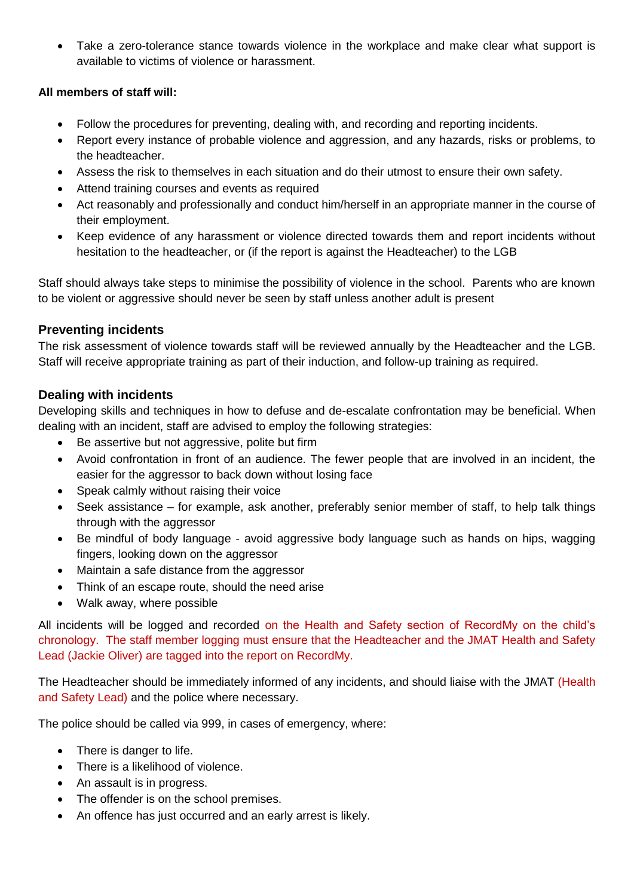- Take a zero-tolerance stance towards violence in the workplace and make clear what support is available to victims of violence or harassment.

**All members of staff will:**

- Follow the procedures for preventing, dealing with, and recording and reporting incidents.
- Report every instance of probable violence and aggression, and any hazards, risks or problems, to the headteacher.
- Assess the risk to themselves in each situation and do their utmost to ensure their own safety.
- Attend training courses and events as required
- Act reasonably and professionally and conduct him/herself in an appropriate manner in the course of their employment.
- Keep evidence of any harassment or violence directed towards them and report incidents without hesitation to the headteacher, or (if the report is against the Headteacher) to the LGB

Staff should always take steps to minimise the possibility of violence in the school. Parents who are known to be violent or aggressive should never be seen by staff unless another adult is present

### Preventing incidents

The risk assessment of violence towards staff will be reviewed annually by the Headteacher and the LGB. Staff will receive appropriate training as part of their induction, and follow-up training as required.

### Dealing with incidents

Developing skills and techniques in how to defuse and de-escalate confrontation may be beneficial. When dealing with an incident, staff are advised to employ the following strategies:

- Be assertive but not aggressive, polite but firm
- Avoid confrontation in front of an audience. The fewer people that are involved in an incident, the easier for the aggressor to back down without losing face
- Speak calmly without raising their voice
- Seek assistance – for example, ask another, preferably senior member of staff, to help talk things through with the aggressor
- Be mindful of body language - avoid aggressive body language such as hands on hips, wagging fingers, looking down on the aggressor
- Maintain a safe distance from the aggressor
- Think of an escape route, should the need arise
- Walk away, where possible

All incidents will be logged and recorded on the Health and Safety section of RecordMy on the child's chronology. The staff member logging must ensure that the Headteacher and the JMAT Health and Safety Lead (Jackie Oliver) are tagged into the report on RecordMy.

The Headteacher should be immediately informed of any incidents, and should liaise with the JMAT (Health and Safety Lead) and the police where necessary.

The police should be called via 999, in cases of emergency, where:

- There is danger to life.
- There is a likelihood of violence.
- An assault is in progress.
- The offender is on the school premises.
- An offence has just occurred and an early arrest is likely.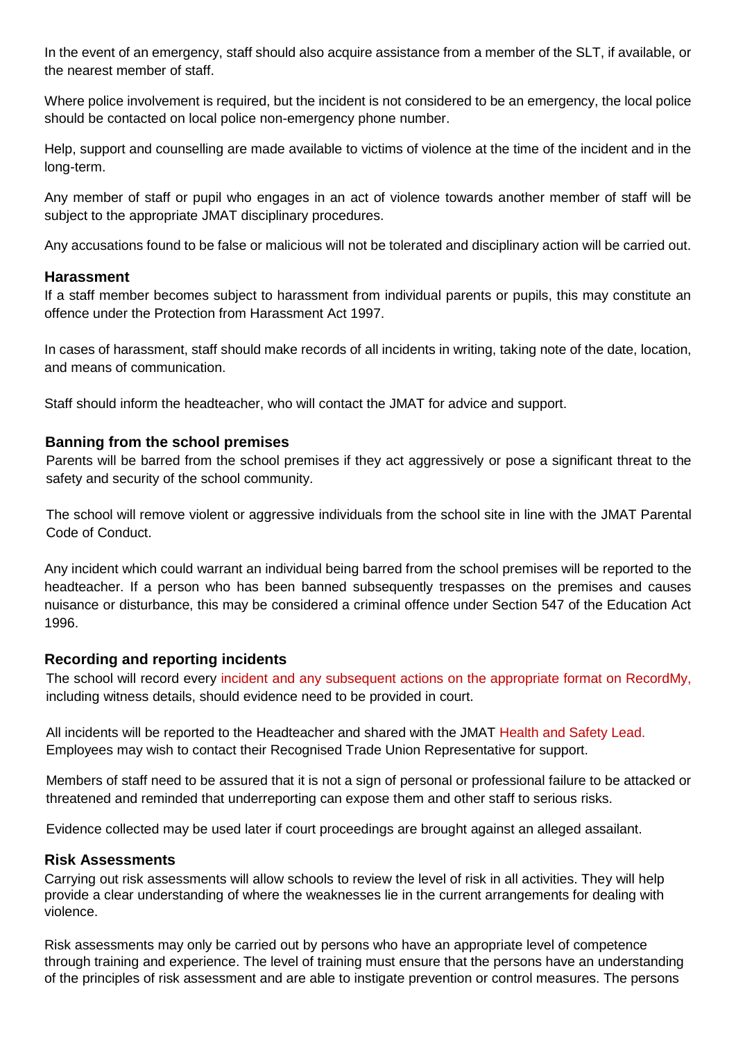In the event of an emergency, staff should also acquire assistance from a member of the SLT, if available, or the nearest member of staff.

Where police involvement is required, but the incident is not considered to be an emergency, the local police should be contacted on local police non-emergency phone number.

Help, support and counselling are made available to victims of violence at the time of the incident and in the long-term.

Any member of staff or pupil who engages in an act of violence towards another member of staff will be subject to the appropriate JMAT disciplinary procedures.

Any accusations found to be false or malicious will not be tolerated and disciplinary action will be carried out.

### Harassment

If a staff member becomes subject to harassment from individual parents or pupils, this may constitute an offence under the Protection from Harassment Act 1997.

In cases of harassment, staff should make records of all incidents in writing, taking note of the date, location, and means of communication.

Staff should inform the headteacher, who will contact the JMAT for advice and support.

### Banning from the school premises

Parents will be barred from the school premises if they act aggressively or pose a significant threat to the safety and security of the school community.

The school will remove violent or aggressive individuals from the school site in line with the JMAT Parental Code of Conduct.

Any incident which could warrant an individual being barred from the school premises will be reported to the headteacher. If a person who has been banned subsequently trespasses on the premises and causes nuisance or disturbance, this may be considered a criminal offence under Section 547 of the Education Act 1996.

### Recording and reporting incidents

The school will record every incident and any subsequent actions on the appropriate format on RecordMy, including witness details, should evidence need to be provided in court.

All incidents will be reported to the Headteacher and shared with the JMAT Health and Safety Lead. Employees may wish to contact their Recognised Trade Union Representative for support.

Members of staff need to be assured that it is not a sign of personal or professional failure to be attacked or threatened and reminded that underreporting can expose them and other staff to serious risks.

Evidence collected may be used later if court proceedings are brought against an alleged assailant.

### Risk Assessments

Carrying out risk assessments will allow schools to review the level of risk in all activities. They will help provide a clear understanding of where the weaknesses lie in the current arrangements for dealing with violence.

Risk assessments may only be carried out by persons who have an appropriate level of competence through training and experience. The level of training must ensure that the persons have an understanding of the principles of risk assessment and are able to instigate prevention or control measures. The persons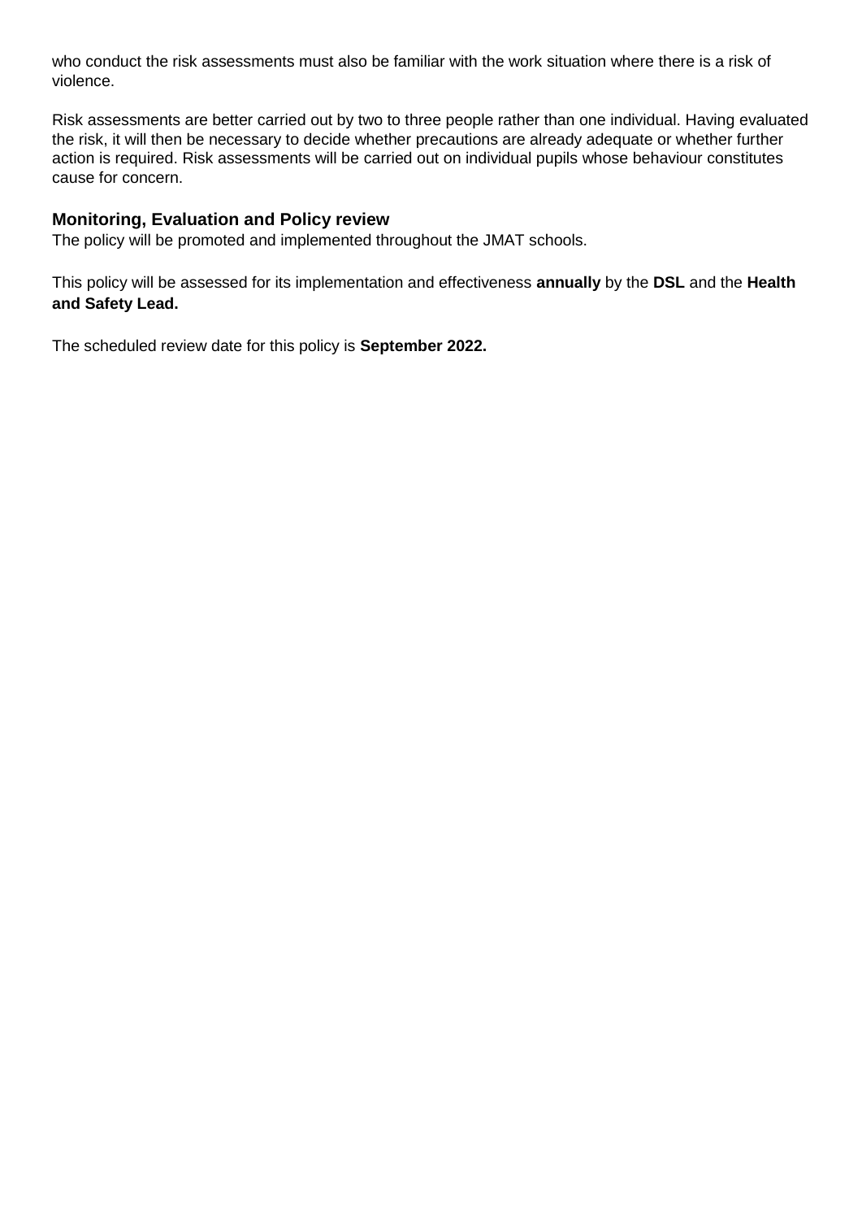who conduct the risk assessments must also be familiar with the work situation where there is a risk of violence.

Risk assessments are better carried out by two to three people rather than one individual. Having evaluated the risk, it will then be necessary to decide whether precautions are already adequate or whether further action is required. Risk assessments will be carried out on individual pupils whose behaviour constitutes cause for concern.

### Monitoring, Evaluation and Policy review

The policy will be promoted and implemented throughout the JMAT schools.

This policy will be assessed for its implementation and effectiveness **annually** by the **DSL** and the **Health and Safety Lead.**

The scheduled review date for this policy is **September 2022.**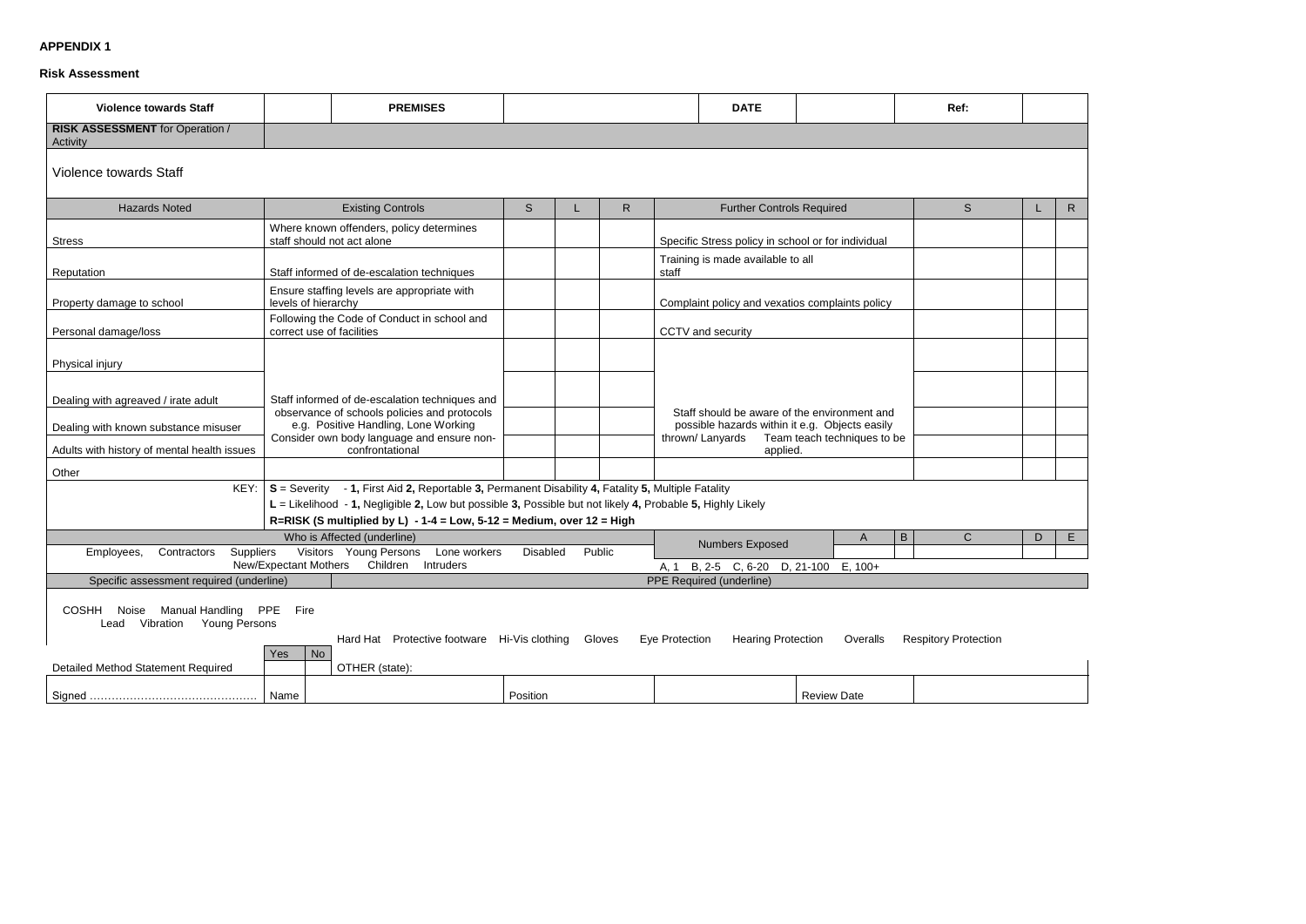**APPENDIX 1**

**Risk Assessment**

| Violence towards Staff | PREMISES | | | | DATE | | Ref: | | |
|---|---|---|---|---|---|---|---|---|---|
| **RISK ASSESSMENT** for Operation / Activity | | | | | | | | | |
| Violence towards Staff | | | | | | | | | |
| Hazards Noted | Existing Controls | S | L | R | Further Controls Required | S | L | R | |
| Stress | Where known offenders, policy determines staff should not act alone | | | | Specific Stress policy in school or for individual | | | | |
| Reputation | Staff informed of de-escalation techniques | | | | Training is made available to all staff | | | | |
| Property damage to school | Ensure staffing levels are appropriate with levels of hierarchy | | | | Complaint policy and vexatios complaints policy | | | | |
| Personal damage/loss | Following the Code of Conduct in school and correct use of facilities | | | | CCTV and security | | | | |
| Physical injury | Staff informed of de-escalation techniques and observance of schools policies and protocols e.g. Positive Handling, Lone Working Consider own body language and ensure non-confrontational | | | | Staff should be aware of the environment and possible hazards within it e.g. Objects easily thrown/ Lanyards Team teach techniques to be applied. | | | | |
| Dealing with agreaved / irate adult | | | | | | | | | |
| Dealing with known substance misuser | | | | | | | | | |
| Adults with history of mental health issues | | | | | | | | | |
| Other | | | | | | | | | |

KEY: **S** = Severity - **1,** First Aid **2,** Reportable **3,** Permanent Disability **4,** Fatality **5,** Multiple Fatality

**L** = Likelihood - **1,** Negligible **2,** Low but possible **3,** Possible but not likely **4,** Probable **5,** Highly Likely

**R=RISK (S multiplied by L) - 1-4 = Low, 5-12 = Medium, over 12 = High**

| Who is Affected (underline) | Numbers Exposed | A | B | C | D | E |
|---|---|---|---|---|---|---|
| Employees, Contractors Suppliers Visitors Young Persons Lone workers Disabled Public New/Expectant Mothers Children Intruders | A, 1 B, 2-5 C, 6-20 D, 21-100 E, 100+ | | | | | |

| Specific assessment required (underline) | PPE Required (underline) |
|---|---|
| COSHH Noise Manual Handling PPE Fire Lead Vibration Young Persons | Hard Hat Protective footware Hi-Vis clothing Gloves Eye Protection Hearing Protection Overalls Respitory Protection |

| | Yes | No | |
|---|---|---|---|
| Detailed Method Statement Required | | | OTHER (state): |

| Signed ……………………………………… | Name | | Position | | Review Date | |
|---|---|---|---|---|---|---|